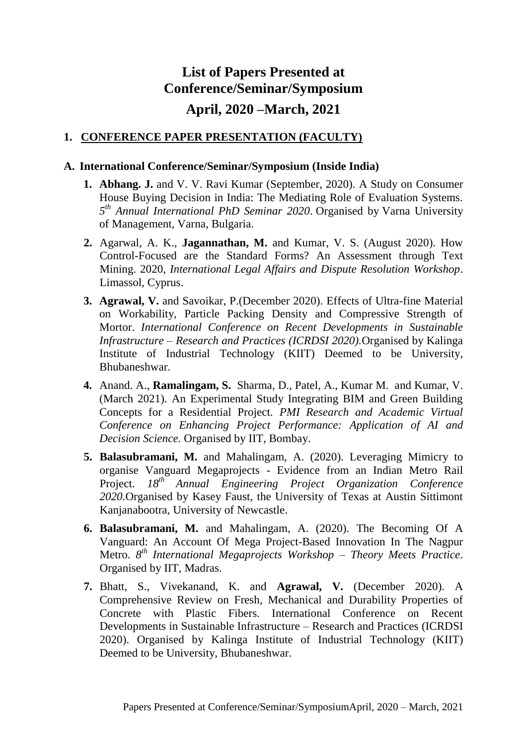# List of Papers Presented at Conference/Seminar/Symposium

## April, 2020 –March, 2021

### 1. CONFERENCE PAPER PRESENTATION (FACULTY)

#### A. International Conference/Seminar/Symposium (Inside India)

1. **Abhang. J.** and V. V. Ravi Kumar (September, 2020). A Study on Consumer House Buying Decision in India: The Mediating Role of Evaluation Systems. *5th Annual International PhD Seminar 2020*. Organised by Varna University of Management, Varna, Bulgaria.
2. Agarwal, A. K., **Jagannathan, M.** and Kumar, V. S. (August 2020). How Control-Focused are the Standard Forms? An Assessment through Text Mining. 2020, *International Legal Affairs and Dispute Resolution Workshop*. Limassol, Cyprus.
3. **Agrawal, V.** and Savoikar, P.(December 2020). Effects of Ultra-fine Material on Workability, Particle Packing Density and Compressive Strength of Mortor. *International Conference on Recent Developments in Sustainable Infrastructure – Research and Practices (ICRDSI 2020).*Organised by Kalinga Institute of Industrial Technology (KIIT) Deemed to be University, Bhubaneshwar.
4. Anand. A., **Ramalingam, S.** Sharma, D., Patel, A., Kumar M. and Kumar, V. (March 2021). An Experimental Study Integrating BIM and Green Building Concepts for a Residential Project. *PMI Research and Academic Virtual Conference on Enhancing Project Performance: Application of AI and Decision Science.* Organised by IIT, Bombay.
5. **Balasubramani, M.** and Mahalingam, A. (2020). Leveraging Mimicry to organise Vanguard Megaprojects - Evidence from an Indian Metro Rail Project. *18th Annual Engineering Project Organization Conference 2020*.Organised by Kasey Faust, the University of Texas at Austin Sittimont Kanjanabootra, University of Newcastle.
6. **Balasubramani, M.** and Mahalingam, A. (2020). The Becoming Of A Vanguard: An Account Of Mega Project-Based Innovation In The Nagpur Metro. *8th International Megaprojects Workshop – Theory Meets Practice*. Organised by IIT, Madras.
7. Bhatt, S., Vivekanand, K. and **Agrawal, V.** (December 2020). A Comprehensive Review on Fresh, Mechanical and Durability Properties of Concrete with Plastic Fibers. International Conference on Recent Developments in Sustainable Infrastructure – Research and Practices (ICRDSI 2020). Organised by Kalinga Institute of Industrial Technology (KIIT) Deemed to be University, Bhubaneshwar.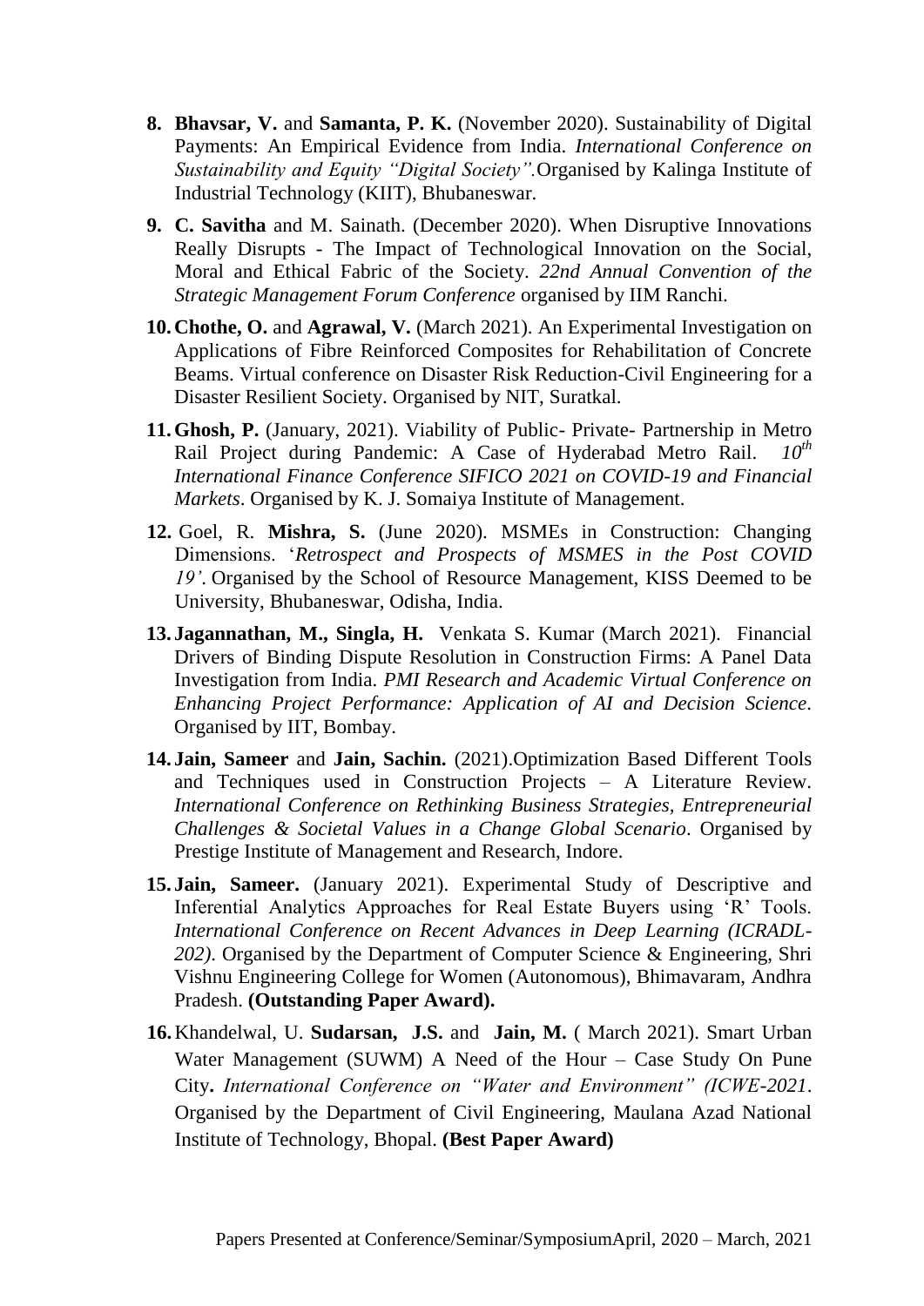8. **Bhavsar, V.** and **Samanta, P. K.** (November 2020). Sustainability of Digital Payments: An Empirical Evidence from India. *International Conference on Sustainability and Equity "Digital Society".* Organised by Kalinga Institute of Industrial Technology (KIIT), Bhubaneswar.

9. **C. Savitha** and M. Sainath. (December 2020). When Disruptive Innovations Really Disrupts - The Impact of Technological Innovation on the Social, Moral and Ethical Fabric of the Society. *22nd Annual Convention of the Strategic Management Forum Conference* organised by IIM Ranchi.

10. **Chothe, O.** and **Agrawal, V.** (March 2021). An Experimental Investigation on Applications of Fibre Reinforced Composites for Rehabilitation of Concrete Beams. Virtual conference on Disaster Risk Reduction-Civil Engineering for a Disaster Resilient Society. Organised by NIT, Suratkal.

11. **Ghosh, P.** (January, 2021). Viability of Public- Private- Partnership in Metro Rail Project during Pandemic: A Case of Hyderabad Metro Rail. *10th International Finance Conference SIFICO 2021 on COVID-19 and Financial Markets*. Organised by K. J. Somaiya Institute of Management.

12. Goel, R. **Mishra, S.** (June 2020). MSMEs in Construction: Changing Dimensions. '*Retrospect and Prospects of MSMES in the Post COVID 19'*. Organised by the School of Resource Management, KISS Deemed to be University, Bhubaneswar, Odisha, India.

13. **Jagannathan, M., Singla, H.** Venkata S. Kumar (March 2021). Financial Drivers of Binding Dispute Resolution in Construction Firms: A Panel Data Investigation from India. *PMI Research and Academic Virtual Conference on Enhancing Project Performance: Application of AI and Decision Science*. Organised by IIT, Bombay.

14. **Jain, Sameer** and **Jain, Sachin.** (2021).Optimization Based Different Tools and Techniques used in Construction Projects – A Literature Review. *International Conference on Rethinking Business Strategies, Entrepreneurial Challenges & Societal Values in a Change Global Scenario*. Organised by Prestige Institute of Management and Research, Indore.

15. **Jain, Sameer.** (January 2021). Experimental Study of Descriptive and Inferential Analytics Approaches for Real Estate Buyers using 'R' Tools. *International Conference on Recent Advances in Deep Learning (ICRADL-202)*. Organised by the Department of Computer Science & Engineering, Shri Vishnu Engineering College for Women (Autonomous), Bhimavaram, Andhra Pradesh. **(Outstanding Paper Award).**

16. Khandelwal, U. **Sudarsan, J.S.** and **Jain, M.** ( March 2021). Smart Urban Water Management (SUWM) A Need of the Hour – Case Study On Pune City**.** *International Conference on "Water and Environment" (ICWE-2021*. Organised by the Department of Civil Engineering, Maulana Azad National Institute of Technology, Bhopal. **(Best Paper Award)**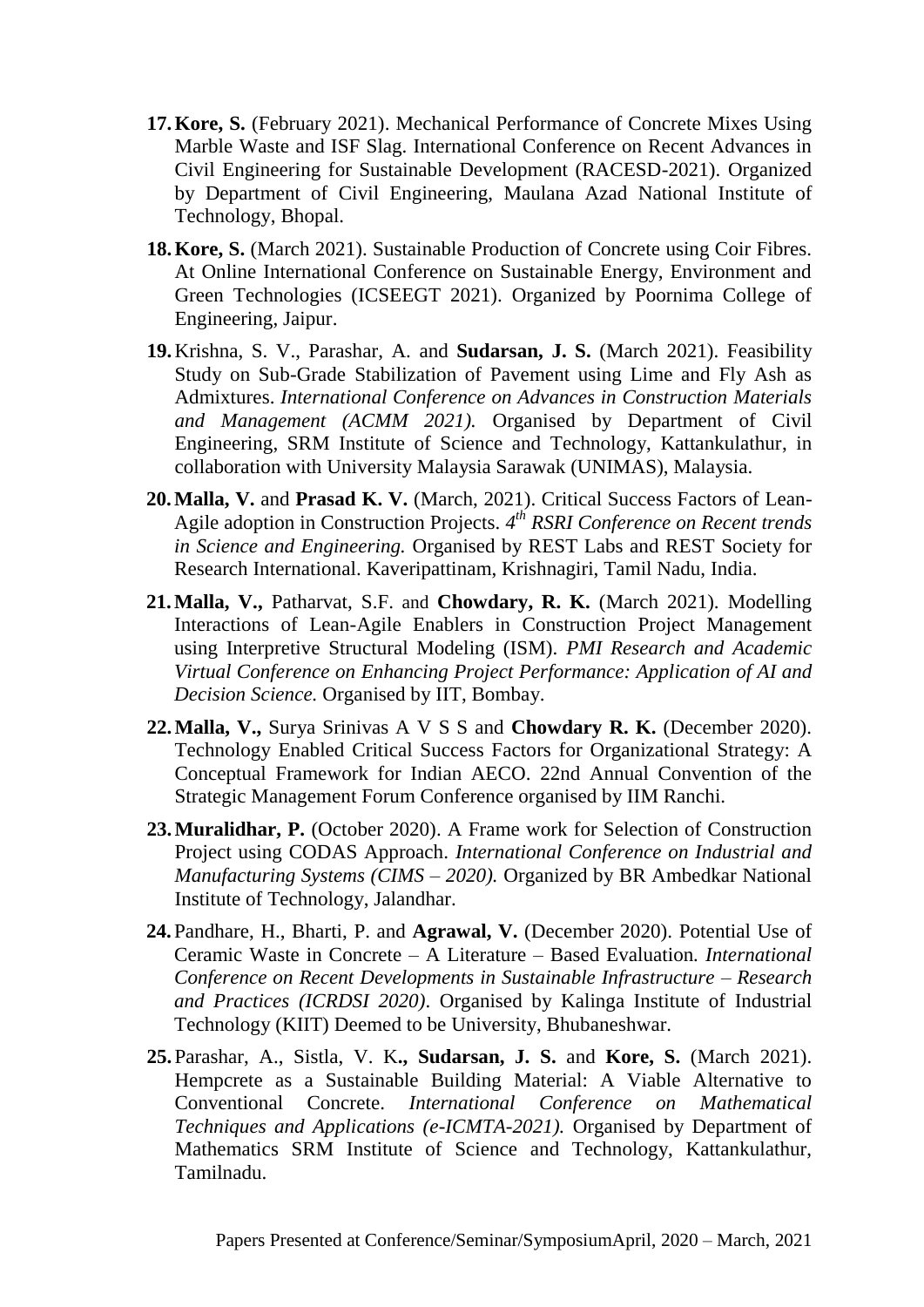17. **Kore, S.** (February 2021). Mechanical Performance of Concrete Mixes Using Marble Waste and ISF Slag. International Conference on Recent Advances in Civil Engineering for Sustainable Development (RACESD-2021). Organized by Department of Civil Engineering, Maulana Azad National Institute of Technology, Bhopal.

18. **Kore, S.** (March 2021). Sustainable Production of Concrete using Coir Fibres. At Online International Conference on Sustainable Energy, Environment and Green Technologies (ICSEEGT 2021). Organized by Poornima College of Engineering, Jaipur.

19. Krishna, S. V., Parashar, A. and **Sudarsan, J. S.** (March 2021). Feasibility Study on Sub-Grade Stabilization of Pavement using Lime and Fly Ash as Admixtures. *International Conference on Advances in Construction Materials and Management (ACMM 2021).* Organised by Department of Civil Engineering, SRM Institute of Science and Technology, Kattankulathur, in collaboration with University Malaysia Sarawak (UNIMAS), Malaysia.

20. **Malla, V.** and **Prasad K. V.** (March, 2021). Critical Success Factors of Lean-Agile adoption in Construction Projects. *4th RSRI Conference on Recent trends in Science and Engineering.* Organised by REST Labs and REST Society for Research International. Kaveripattinam, Krishnagiri, Tamil Nadu, India.

21. **Malla, V.,** Patharvat, S.F. and **Chowdary, R. K.** (March 2021). Modelling Interactions of Lean-Agile Enablers in Construction Project Management using Interpretive Structural Modeling (ISM). *PMI Research and Academic Virtual Conference on Enhancing Project Performance: Application of AI and Decision Science.* Organised by IIT, Bombay.

22. **Malla, V.,** Surya Srinivas A V S S and **Chowdary R. K.** (December 2020). Technology Enabled Critical Success Factors for Organizational Strategy: A Conceptual Framework for Indian AECO. 22nd Annual Convention of the Strategic Management Forum Conference organised by IIM Ranchi.

23. **Muralidhar, P.** (October 2020). A Frame work for Selection of Construction Project using CODAS Approach. *International Conference on Industrial and Manufacturing Systems (CIMS – 2020).* Organized by BR Ambedkar National Institute of Technology, Jalandhar.

24. Pandhare, H., Bharti, P. and **Agrawal, V.** (December 2020). Potential Use of Ceramic Waste in Concrete – A Literature – Based Evaluation*. International Conference on Recent Developments in Sustainable Infrastructure – Research and Practices (ICRDSI 2020)*. Organised by Kalinga Institute of Industrial Technology (KIIT) Deemed to be University, Bhubaneshwar.

25. Parashar, A., Sistla, V. K**., Sudarsan, J. S.** and **Kore, S.** (March 2021). Hempcrete as a Sustainable Building Material: A Viable Alternative to Conventional Concrete. *International Conference on Mathematical Techniques and Applications (e-ICMTA-2021).* Organised by Department of Mathematics SRM Institute of Science and Technology, Kattankulathur, Tamilnadu.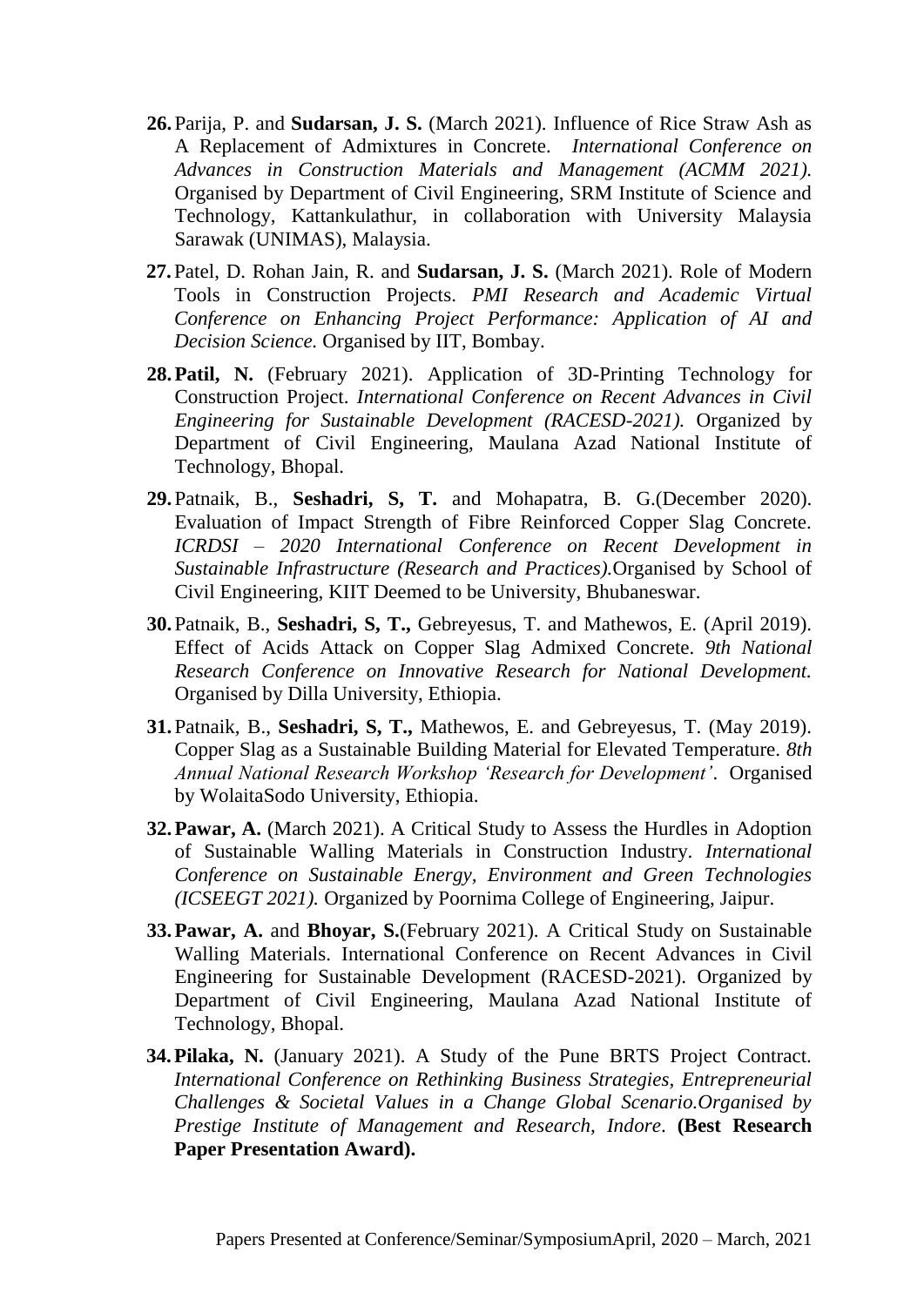26. Parija, P. and **Sudarsan, J. S.** (March 2021). Influence of Rice Straw Ash as A Replacement of Admixtures in Concrete. *International Conference on Advances in Construction Materials and Management (ACMM 2021).* Organised by Department of Civil Engineering, SRM Institute of Science and Technology, Kattankulathur, in collaboration with University Malaysia Sarawak (UNIMAS), Malaysia.

27. Patel, D. Rohan Jain, R. and **Sudarsan, J. S.** (March 2021). Role of Modern Tools in Construction Projects. *PMI Research and Academic Virtual Conference on Enhancing Project Performance: Application of AI and Decision Science.* Organised by IIT, Bombay.

28. **Patil, N.** (February 2021). Application of 3D-Printing Technology for Construction Project. *International Conference on Recent Advances in Civil Engineering for Sustainable Development (RACESD-2021).* Organized by Department of Civil Engineering, Maulana Azad National Institute of Technology, Bhopal.

29. Patnaik, B., **Seshadri, S, T.** and Mohapatra, B. G.(December 2020). Evaluation of Impact Strength of Fibre Reinforced Copper Slag Concrete. *ICRDSI – 2020 International Conference on Recent Development in Sustainable Infrastructure (Research and Practices).*Organised by School of Civil Engineering, KIIT Deemed to be University, Bhubaneswar.

30. Patnaik, B., **Seshadri, S, T.,** Gebreyesus, T. and Mathewos, E. (April 2019). Effect of Acids Attack on Copper Slag Admixed Concrete. *9th National Research Conference on Innovative Research for National Development.* Organised by Dilla University, Ethiopia.

31. Patnaik, B., **Seshadri, S, T.,** Mathewos, E. and Gebreyesus, T. (May 2019). Copper Slag as a Sustainable Building Material for Elevated Temperature. *8th Annual National Research Workshop 'Research for Development'.* Organised by WolaitaSodo University, Ethiopia.

32. **Pawar, A.** (March 2021). A Critical Study to Assess the Hurdles in Adoption of Sustainable Walling Materials in Construction Industry. *International Conference on Sustainable Energy, Environment and Green Technologies (ICSEEGT 2021).* Organized by Poornima College of Engineering, Jaipur.

33. **Pawar, A.** and **Bhoyar, S.**(February 2021). A Critical Study on Sustainable Walling Materials. International Conference on Recent Advances in Civil Engineering for Sustainable Development (RACESD-2021). Organized by Department of Civil Engineering, Maulana Azad National Institute of Technology, Bhopal.

34. **Pilaka, N.** (January 2021). A Study of the Pune BRTS Project Contract. *International Conference on Rethinking Business Strategies, Entrepreneurial Challenges & Societal Values in a Change Global Scenario.Organised by Prestige Institute of Management and Research, Indore*. **(Best Research Paper Presentation Award).**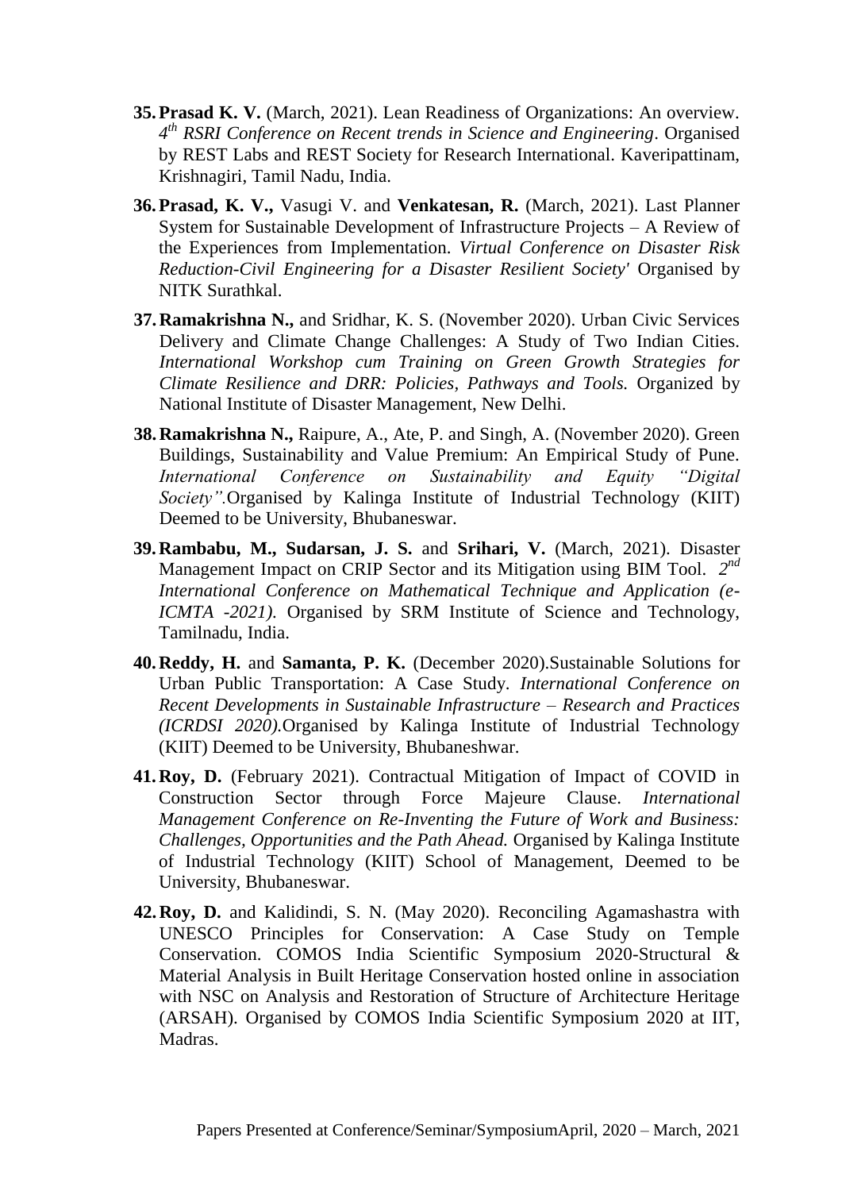35. **Prasad K. V.** (March, 2021). Lean Readiness of Organizations: An overview. *4th RSRI Conference on Recent trends in Science and Engineering*. Organised by REST Labs and REST Society for Research International. Kaveripattinam, Krishnagiri, Tamil Nadu, India.

36. **Prasad, K. V.,** Vasugi V. and **Venkatesan, R.** (March, 2021). Last Planner System for Sustainable Development of Infrastructure Projects – A Review of the Experiences from Implementation. *Virtual Conference on Disaster Risk Reduction-Civil Engineering for a Disaster Resilient Society'* Organised by NITK Surathkal.

37. **Ramakrishna N.,** and Sridhar, K. S. (November 2020). Urban Civic Services Delivery and Climate Change Challenges: A Study of Two Indian Cities. *International Workshop cum Training on Green Growth Strategies for Climate Resilience and DRR: Policies, Pathways and Tools.* Organized by National Institute of Disaster Management, New Delhi.

38. **Ramakrishna N.,** Raipure, A., Ate, P. and Singh, A. (November 2020). Green Buildings, Sustainability and Value Premium: An Empirical Study of Pune. *International Conference on Sustainability and Equity "Digital Society".*Organised by Kalinga Institute of Industrial Technology (KIIT) Deemed to be University, Bhubaneswar.

39. **Rambabu, M., Sudarsan, J. S.** and **Srihari, V.** (March, 2021). Disaster Management Impact on CRIP Sector and its Mitigation using BIM Tool. *2nd International Conference on Mathematical Technique and Application (e-ICMTA -2021).* Organised by SRM Institute of Science and Technology, Tamilnadu, India.

40. **Reddy, H.** and **Samanta, P. K.** (December 2020).Sustainable Solutions for Urban Public Transportation: A Case Study. *International Conference on Recent Developments in Sustainable Infrastructure – Research and Practices (ICRDSI 2020).*Organised by Kalinga Institute of Industrial Technology (KIIT) Deemed to be University, Bhubaneshwar.

41. **Roy, D.** (February 2021). Contractual Mitigation of Impact of COVID in Construction Sector through Force Majeure Clause. *International Management Conference on Re-Inventing the Future of Work and Business: Challenges, Opportunities and the Path Ahead.* Organised by Kalinga Institute of Industrial Technology (KIIT) School of Management, Deemed to be University, Bhubaneswar.

42. **Roy, D.** and Kalidindi, S. N. (May 2020). Reconciling Agamashastra with UNESCO Principles for Conservation: A Case Study on Temple Conservation. COMOS India Scientific Symposium 2020-Structural & Material Analysis in Built Heritage Conservation hosted online in association with NSC on Analysis and Restoration of Structure of Architecture Heritage (ARSAH). Organised by COMOS India Scientific Symposium 2020 at IIT, Madras.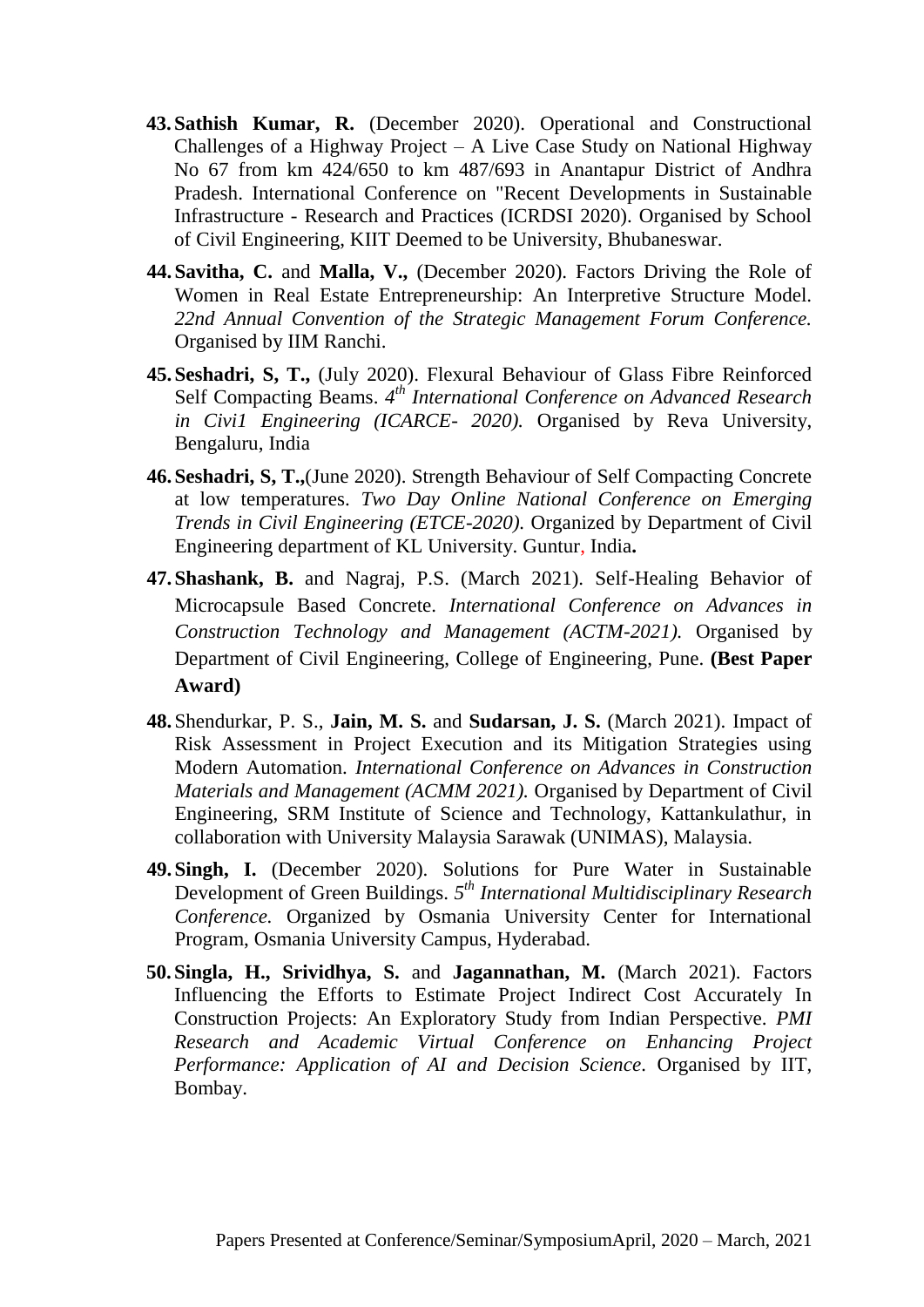43. **Sathish Kumar, R.** (December 2020). Operational and Constructional Challenges of a Highway Project – A Live Case Study on National Highway No 67 from km 424/650 to km 487/693 in Anantapur District of Andhra Pradesh. International Conference on "Recent Developments in Sustainable Infrastructure - Research and Practices (ICRDSI 2020). Organised by School of Civil Engineering, KIIT Deemed to be University, Bhubaneswar.

44. **Savitha, C.** and **Malla, V.,** (December 2020). Factors Driving the Role of Women in Real Estate Entrepreneurship: An Interpretive Structure Model. *22nd Annual Convention of the Strategic Management Forum Conference.* Organised by IIM Ranchi.

45. **Seshadri, S, T.,** (July 2020). Flexural Behaviour of Glass Fibre Reinforced Self Compacting Beams. *4th International Conference on Advanced Research in Civi1 Engineering (ICARCE- 2020).* Organised by Reva University, Bengaluru, India

46. **Seshadri, S, T.,**(June 2020). Strength Behaviour of Self Compacting Concrete at low temperatures. *Two Day Online National Conference on Emerging Trends in Civil Engineering (ETCE-2020).* Organized by Department of Civil Engineering department of KL University. Guntur, India**.**

47. **Shashank, B.** and Nagraj, P.S. (March 2021). Self-Healing Behavior of Microcapsule Based Concrete. *International Conference on Advances in Construction Technology and Management (ACTM-2021).* Organised by Department of Civil Engineering, College of Engineering, Pune. **(Best Paper Award)**

48. Shendurkar, P. S., **Jain, M. S.** and **Sudarsan, J. S.** (March 2021). Impact of Risk Assessment in Project Execution and its Mitigation Strategies using Modern Automation. *International Conference on Advances in Construction Materials and Management (ACMM 2021).* Organised by Department of Civil Engineering, SRM Institute of Science and Technology, Kattankulathur, in collaboration with University Malaysia Sarawak (UNIMAS), Malaysia.

49. **Singh, I.** (December 2020). Solutions for Pure Water in Sustainable Development of Green Buildings. *5th International Multidisciplinary Research Conference.* Organized by Osmania University Center for International Program, Osmania University Campus, Hyderabad.

50. **Singla, H., Srividhya, S.** and **Jagannathan, M.** (March 2021). Factors Influencing the Efforts to Estimate Project Indirect Cost Accurately In Construction Projects: An Exploratory Study from Indian Perspective. *PMI Research and Academic Virtual Conference on Enhancing Project Performance: Application of AI and Decision Science.* Organised by IIT, Bombay.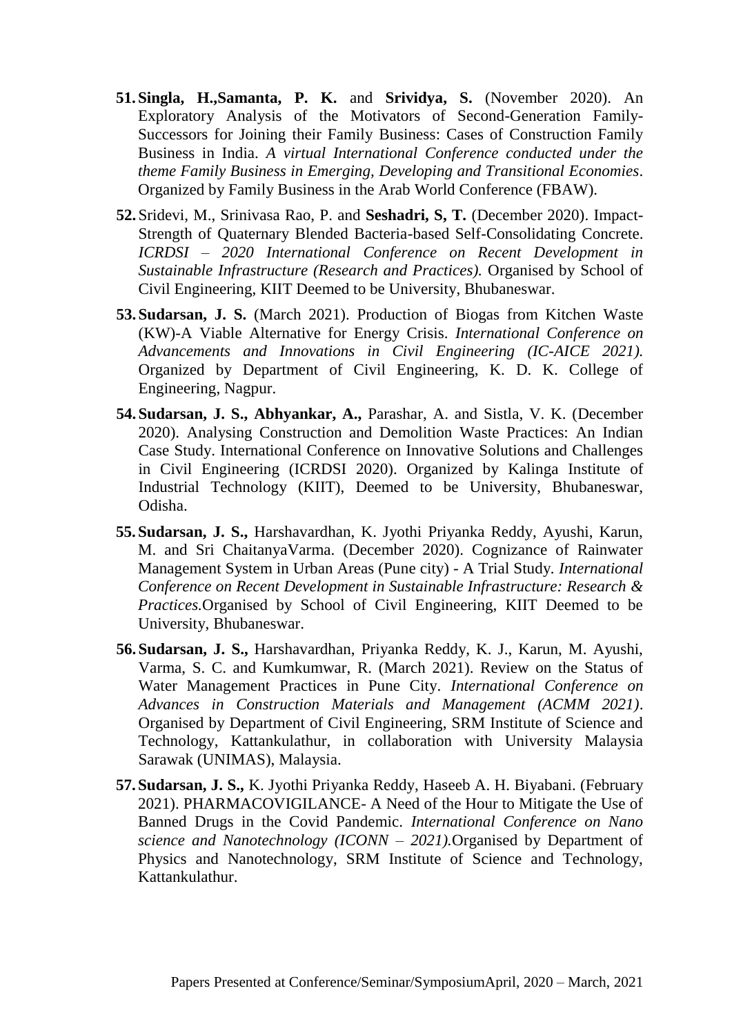51. **Singla, H.,Samanta, P. K.** and **Srividya, S.** (November 2020). An Exploratory Analysis of the Motivators of Second-Generation Family-Successors for Joining their Family Business: Cases of Construction Family Business in India. *A virtual International Conference conducted under the theme Family Business in Emerging, Developing and Transitional Economies*. Organized by Family Business in the Arab World Conference (FBAW).

52. Sridevi, M., Srinivasa Rao, P. and **Seshadri, S, T.** (December 2020). Impact-Strength of Quaternary Blended Bacteria-based Self-Consolidating Concrete. *ICRDSI – 2020 International Conference on Recent Development in Sustainable Infrastructure (Research and Practices).* Organised by School of Civil Engineering, KIIT Deemed to be University, Bhubaneswar.

53. **Sudarsan, J. S.** (March 2021). Production of Biogas from Kitchen Waste (KW)-A Viable Alternative for Energy Crisis. *International Conference on Advancements and Innovations in Civil Engineering (IC-AICE 2021).* Organized by Department of Civil Engineering, K. D. K. College of Engineering, Nagpur.

54. **Sudarsan, J. S., Abhyankar, A.,** Parashar, A. and Sistla, V. K. (December 2020). Analysing Construction and Demolition Waste Practices: An Indian Case Study. International Conference on Innovative Solutions and Challenges in Civil Engineering (ICRDSI 2020). Organized by Kalinga Institute of Industrial Technology (KIIT), Deemed to be University, Bhubaneswar, Odisha.

55. **Sudarsan, J. S.,** Harshavardhan, K. Jyothi Priyanka Reddy, Ayushi, Karun, M. and Sri ChaitanyaVarma. (December 2020). Cognizance of Rainwater Management System in Urban Areas (Pune city) - A Trial Study. *International Conference on Recent Development in Sustainable Infrastructure: Research & Practices.*Organised by School of Civil Engineering, KIIT Deemed to be University, Bhubaneswar.

56. **Sudarsan, J. S.,** Harshavardhan, Priyanka Reddy, K. J., Karun, M. Ayushi, Varma, S. C. and Kumkumwar, R. (March 2021). Review on the Status of Water Management Practices in Pune City. *International Conference on Advances in Construction Materials and Management (ACMM 2021)*. Organised by Department of Civil Engineering, SRM Institute of Science and Technology, Kattankulathur, in collaboration with University Malaysia Sarawak (UNIMAS), Malaysia.

57. **Sudarsan, J. S.,** K. Jyothi Priyanka Reddy, Haseeb A. H. Biyabani. (February 2021). PHARMACOVIGILANCE- A Need of the Hour to Mitigate the Use of Banned Drugs in the Covid Pandemic. *International Conference on Nano science and Nanotechnology (ICONN – 2021).*Organised by Department of Physics and Nanotechnology, SRM Institute of Science and Technology, Kattankulathur.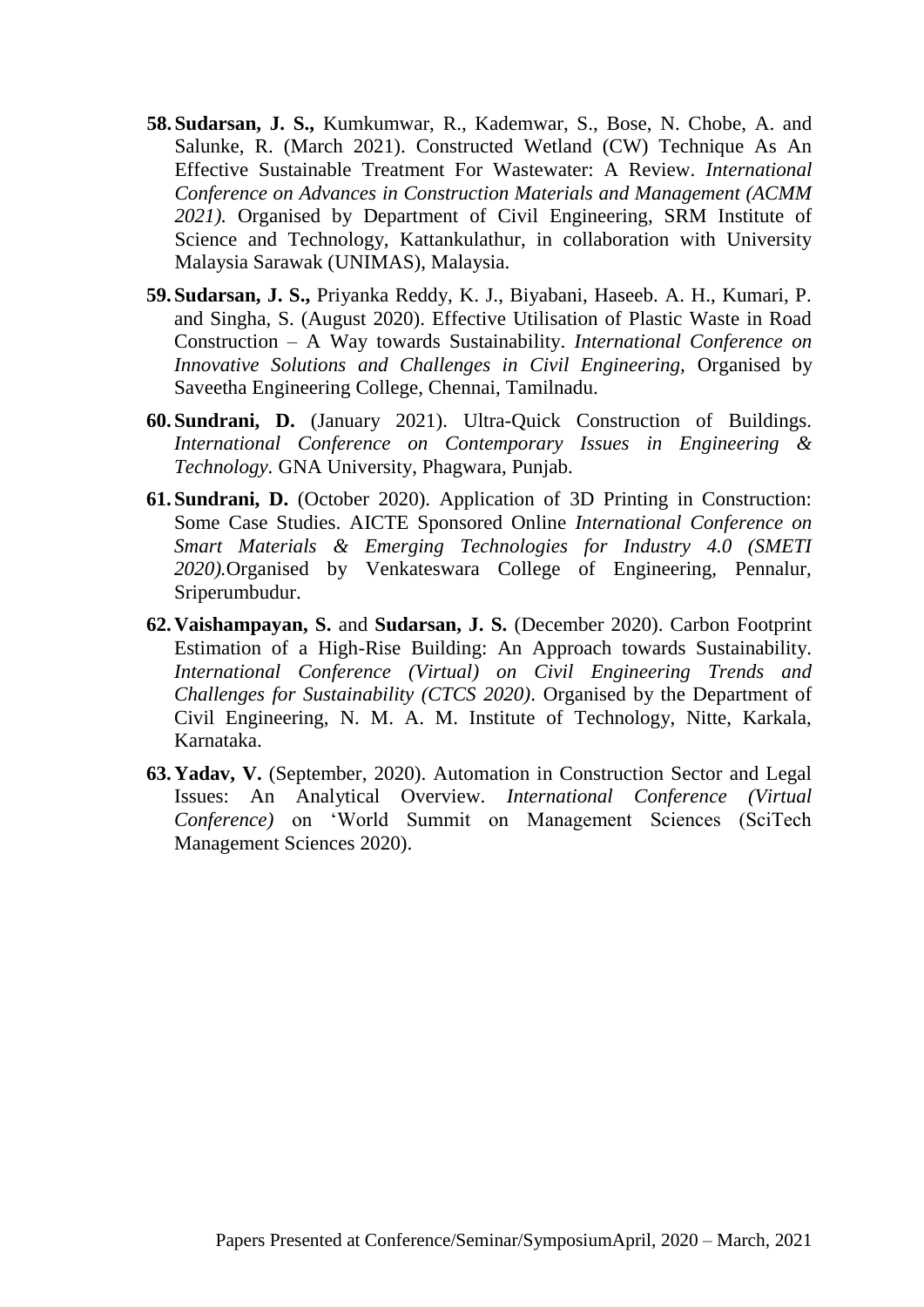58. **Sudarsan, J. S.,** Kumkumwar, R., Kademwar, S., Bose, N. Chobe, A. and Salunke, R. (March 2021). Constructed Wetland (CW) Technique As An Effective Sustainable Treatment For Wastewater: A Review. *International Conference on Advances in Construction Materials and Management (ACMM 2021).* Organised by Department of Civil Engineering, SRM Institute of Science and Technology, Kattankulathur, in collaboration with University Malaysia Sarawak (UNIMAS), Malaysia.

59. **Sudarsan, J. S.,** Priyanka Reddy, K. J., Biyabani, Haseeb. A. H., Kumari, P. and Singha, S. (August 2020). Effective Utilisation of Plastic Waste in Road Construction – A Way towards Sustainability. *International Conference on Innovative Solutions and Challenges in Civil Engineering,* Organised by Saveetha Engineering College, Chennai, Tamilnadu.

60. **Sundrani, D.** (January 2021). Ultra-Quick Construction of Buildings. *International Conference on Contemporary Issues in Engineering & Technology.* GNA University, Phagwara, Punjab.

61. **Sundrani, D.** (October 2020). Application of 3D Printing in Construction: Some Case Studies. AICTE Sponsored Online *International Conference on Smart Materials & Emerging Technologies for Industry 4.0 (SMETI 2020).*Organised by Venkateswara College of Engineering, Pennalur, Sriperumbudur.

62. **Vaishampayan, S.** and **Sudarsan, J. S.** (December 2020). Carbon Footprint Estimation of a High-Rise Building: An Approach towards Sustainability. *International Conference (Virtual) on Civil Engineering Trends and Challenges for Sustainability (CTCS 2020)*. Organised by the Department of Civil Engineering, N. M. A. M. Institute of Technology, Nitte, Karkala, Karnataka.

63. **Yadav, V.** (September, 2020). Automation in Construction Sector and Legal Issues: An Analytical Overview. *International Conference (Virtual Conference)* on 'World Summit on Management Sciences (SciTech Management Sciences 2020).